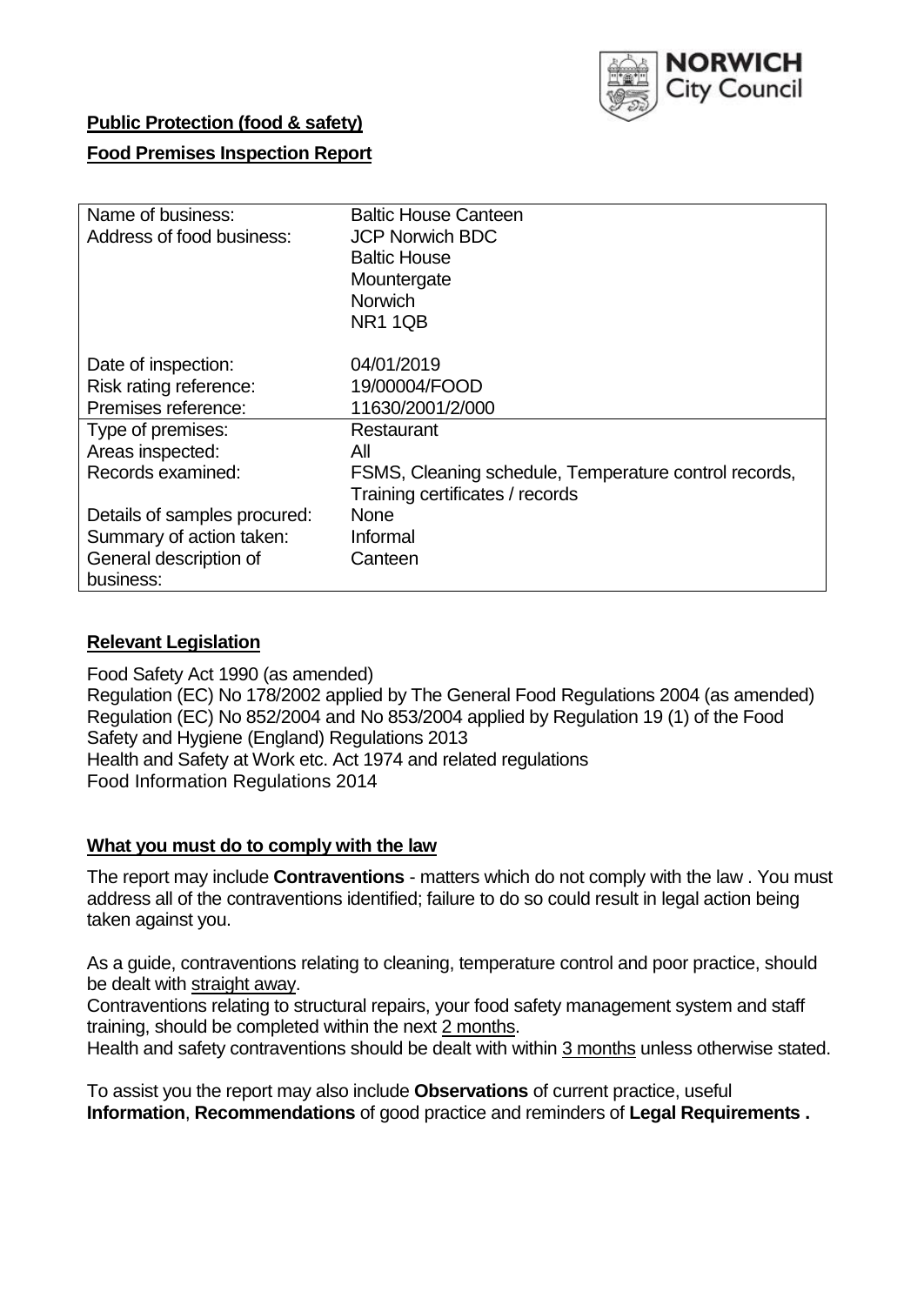**Public Protection (food & safety)**

**Food Premises Inspection Report**

| | |
|---|---|
| Name of business: | Baltic House Canteen |
| Address of food business: | JCP Norwich BDC<br>Baltic House<br>Mountergate<br>Norwich<br>NR1 1QB |
| Date of inspection: | 04/01/2019 |
| Risk rating reference: | 19/00004/FOOD |
| Premises reference: | 11630/2001/2/000 |
| Type of premises: | Restaurant |
| Areas inspected: | All |
| Records examined: | FSMS, Cleaning schedule, Temperature control records, Training certificates / records |
| Details of samples procured: | None |
| Summary of action taken: | Informal |
| General description of business: | Canteen |

**Relevant Legislation**

Food Safety Act 1990 (as amended)
Regulation (EC) No 178/2002 applied by The General Food Regulations 2004 (as amended)
Regulation (EC) No 852/2004 and No 853/2004 applied by Regulation 19 (1) of the Food Safety and Hygiene (England) Regulations 2013
Health and Safety at Work etc. Act 1974 and related regulations
Food Information Regulations 2014

**What you must do to comply with the law**

The report may include **Contraventions** - matters which do not comply with the law . You must address all of the contraventions identified; failure to do so could result in legal action being taken against you.

As a guide, contraventions relating to cleaning, temperature control and poor practice, should be dealt with straight away.

Contraventions relating to structural repairs, your food safety management system and staff training, should be completed within the next 2 months.

Health and safety contraventions should be dealt with within 3 months unless otherwise stated.

To assist you the report may also include **Observations** of current practice, useful **Information**, **Recommendations** of good practice and reminders of **Legal Requirements .**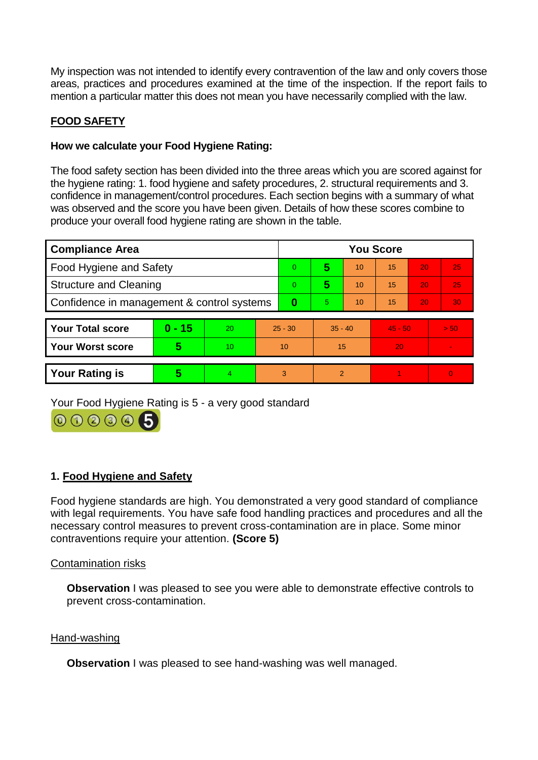My inspection was not intended to identify every contravention of the law and only covers those areas, practices and procedures examined at the time of the inspection. If the report fails to mention a particular matter this does not mean you have necessarily complied with the law.

## FOOD SAFETY

### How we calculate your Food Hygiene Rating:

The food safety section has been divided into the three areas which you are scored against for the hygiene rating: 1. food hygiene and safety procedures, 2. structural requirements and 3. confidence in management/control procedures. Each section begins with a summary of what was observed and the score you have been given. Details of how these scores combine to produce your overall food hygiene rating are shown in the table.

| Compliance Area | You Score | | | | | |
|---|---|---|---|---|---|---|
| Food Hygiene and Safety | 0 | **5** | 10 | 15 | 20 | 25 |
| Structure and Cleaning | 0 | **5** | 10 | 15 | 20 | 25 |
| Confidence in management & control systems | **0** | 5 | 10 | 15 | 20 | 30 |

| | | | | | | |
|---|---|---|---|---|---|---|
| **Your Total score** | **0 - 15** | 20 | 25 - 30 | 35 - 40 | 45 - 50 | > 50 |
| **Your Worst score** | **5** | 10 | 10 | 15 | 20 | - |

| | | | | | | |
|---|---|---|---|---|---|---|
| **Your Rating is** | **5** | 4 | 3 | 2 | 1 | 0 |

Your Food Hygiene Rating is 5 - a very good standard

## 1. Food Hygiene and Safety

Food hygiene standards are high. You demonstrated a very good standard of compliance with legal requirements. You have safe food handling practices and procedures and all the necessary control measures to prevent cross-contamination are in place. Some minor contraventions require your attention. **(Score 5)**

Contamination risks

**Observation** I was pleased to see you were able to demonstrate effective controls to prevent cross-contamination.

Hand-washing

**Observation** I was pleased to see hand-washing was well managed.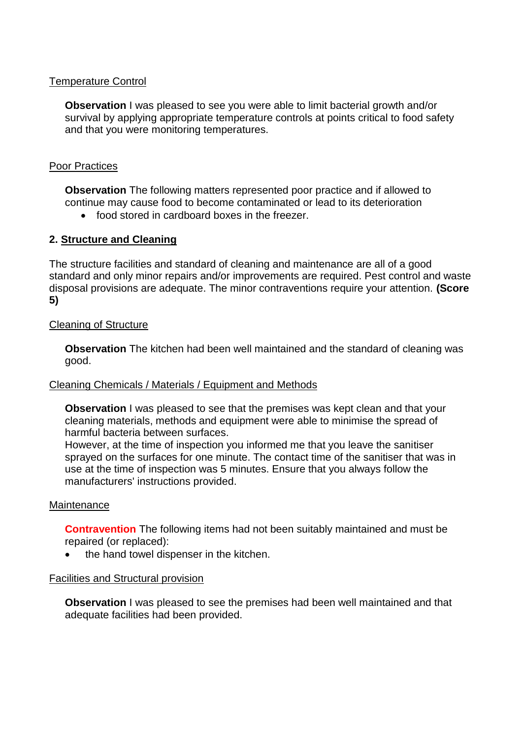Temperature Control

**Observation** I was pleased to see you were able to limit bacterial growth and/or survival by applying appropriate temperature controls at points critical to food safety and that you were monitoring temperatures.

Poor Practices

**Observation** The following matters represented poor practice and if allowed to continue may cause food to become contaminated or lead to its deterioration

- food stored in cardboard boxes in the freezer.

## 2. Structure and Cleaning

The structure facilities and standard of cleaning and maintenance are all of a good standard and only minor repairs and/or improvements are required. Pest control and waste disposal provisions are adequate. The minor contraventions require your attention. **(Score 5)**

Cleaning of Structure

**Observation** The kitchen had been well maintained and the standard of cleaning was good.

Cleaning Chemicals / Materials / Equipment and Methods

**Observation** I was pleased to see that the premises was kept clean and that your cleaning materials, methods and equipment were able to minimise the spread of harmful bacteria between surfaces.
However, at the time of inspection you informed me that you leave the sanitiser sprayed on the surfaces for one minute. The contact time of the sanitiser that was in use at the time of inspection was 5 minutes. Ensure that you always follow the manufacturers' instructions provided.

Maintenance

**Contravention** The following items had not been suitably maintained and must be repaired (or replaced):

- the hand towel dispenser in the kitchen.

Facilities and Structural provision

**Observation** I was pleased to see the premises had been well maintained and that adequate facilities had been provided.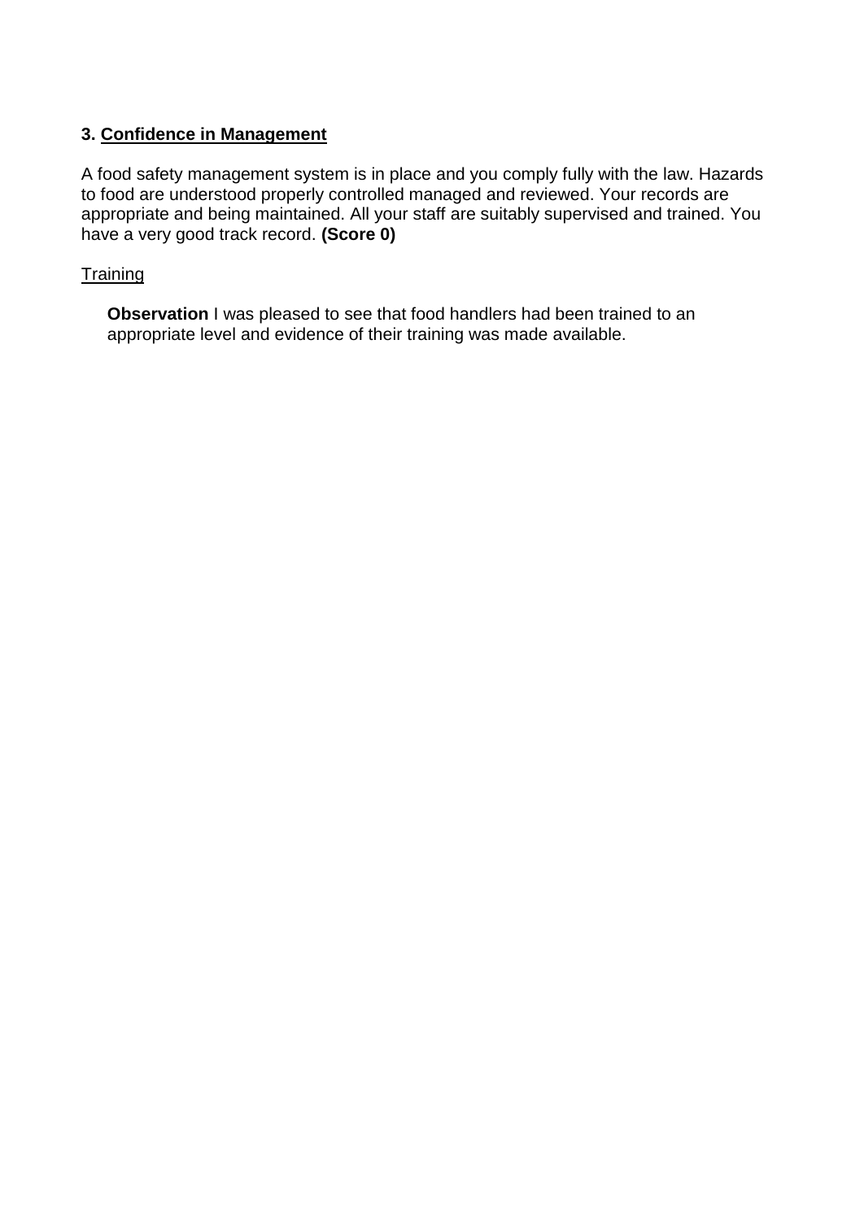### 3. Confidence in Management

A food safety management system is in place and you comply fully with the law. Hazards to food are understood properly controlled managed and reviewed. Your records are appropriate and being maintained. All your staff are suitably supervised and trained. You have a very good track record. **(Score 0)**

Training

**Observation** I was pleased to see that food handlers had been trained to an appropriate level and evidence of their training was made available.